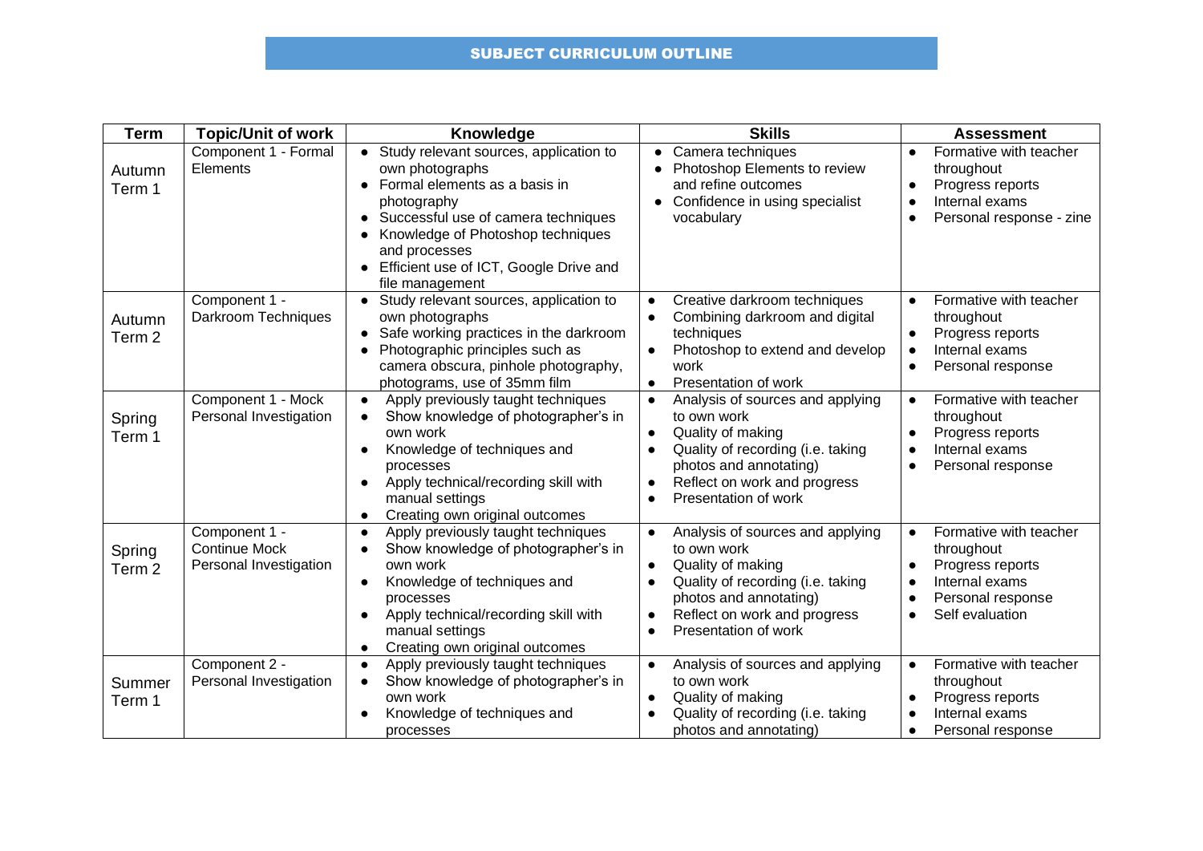## SUBJECT CURRICULUM OUTLINE

| Term | Topic/Unit of work | Knowledge | Skills | Assessment |
|---|---|---|---|---|
| Autumn Term 1 | Component 1 - Formal Elements | • Study relevant sources, application to own photographs<br>• Formal elements as a basis in photography<br>• Successful use of camera techniques<br>• Knowledge of Photoshop techniques and processes<br>• Efficient use of ICT, Google Drive and file management | • Camera techniques<br>• Photoshop Elements to review and refine outcomes<br>• Confidence in using specialist vocabulary | • Formative with teacher throughout<br>• Progress reports<br>• Internal exams<br>• Personal response - zine |
| Autumn Term 2 | Component 1 - Darkroom Techniques | • Study relevant sources, application to own photographs<br>• Safe working practices in the darkroom<br>• Photographic principles such as camera obscura, pinhole photography, photograms, use of 35mm film | • Creative darkroom techniques<br>• Combining darkroom and digital techniques<br>• Photoshop to extend and develop work<br>• Presentation of work | • Formative with teacher throughout<br>• Progress reports<br>• Internal exams<br>• Personal response |
| Spring Term 1 | Component 1 - Mock Personal Investigation | • Apply previously taught techniques<br>• Show knowledge of photographer's in own work<br>• Knowledge of techniques and processes<br>• Apply technical/recording skill with manual settings<br>• Creating own original outcomes | • Analysis of sources and applying to own work<br>• Quality of making<br>• Quality of recording (i.e. taking photos and annotating)<br>• Reflect on work and progress<br>• Presentation of work | • Formative with teacher throughout<br>• Progress reports<br>• Internal exams<br>• Personal response |
| Spring Term 2 | Component 1 - Continue Mock Personal Investigation | • Apply previously taught techniques<br>• Show knowledge of photographer's in own work<br>• Knowledge of techniques and processes<br>• Apply technical/recording skill with manual settings<br>• Creating own original outcomes | • Analysis of sources and applying to own work<br>• Quality of making<br>• Quality of recording (i.e. taking photos and annotating)<br>• Reflect on work and progress<br>• Presentation of work | • Formative with teacher throughout<br>• Progress reports<br>• Internal exams<br>• Personal response<br>• Self evaluation |
| Summer Term 1 | Component 2 - Personal Investigation | • Apply previously taught techniques<br>• Show knowledge of photographer's in own work<br>• Knowledge of techniques and processes | • Analysis of sources and applying to own work<br>• Quality of making<br>• Quality of recording (i.e. taking photos and annotating) | • Formative with teacher throughout<br>• Progress reports<br>• Internal exams<br>• Personal response |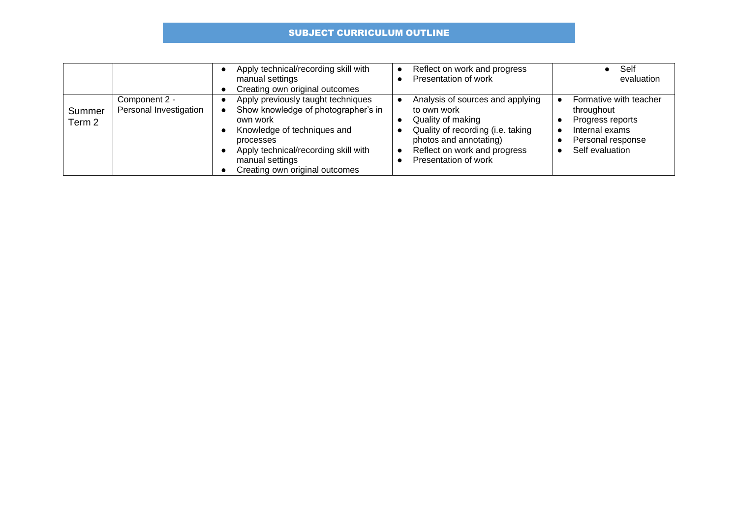## SUBJECT CURRICULUM OUTLINE

| | | | | |
|---|---|---|---|---|
| | | • Apply technical/recording skill with manual settings<br>• Creating own original outcomes | • Reflect on work and progress<br>• Presentation of work | • Self evaluation |
| Summer Term 2 | Component 2 - Personal Investigation | • Apply previously taught techniques<br>• Show knowledge of photographer's in own work<br>• Knowledge of techniques and processes<br>• Apply technical/recording skill with manual settings<br>• Creating own original outcomes | • Analysis of sources and applying to own work<br>• Quality of making<br>• Quality of recording (i.e. taking photos and annotating)<br>• Reflect on work and progress<br>• Presentation of work | • Formative with teacher throughout<br>• Progress reports<br>• Internal exams<br>• Personal response<br>• Self evaluation |